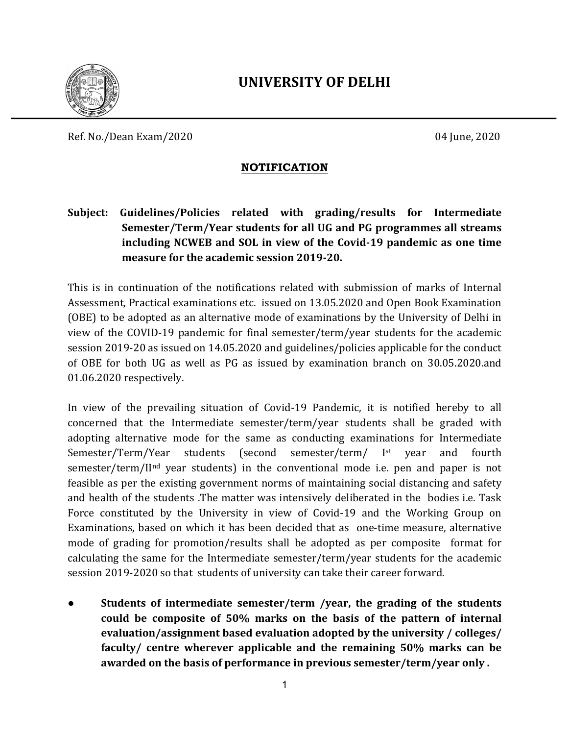# UNIVERSITY OF DELHI

Ref. No./Dean Exam/2020 04 June, 2020

## NOTIFICATION

**Subject: Guidelines/Policies related with grading/results for Intermediate Semester/Term/Year students for all UG and PG programmes all streams including NCWEB and SOL in view of the Covid-19 pandemic as one time measure for the academic session 2019-20.**

This is in continuation of the notifications related with submission of marks of Internal Assessment, Practical examinations etc. issued on 13.05.2020 and Open Book Examination (OBE) to be adopted as an alternative mode of examinations by the University of Delhi in view of the COVID-19 pandemic for final semester/term/year students for the academic session 2019-20 as issued on 14.05.2020 and guidelines/policies applicable for the conduct of OBE for both UG as well as PG as issued by examination branch on 30.05.2020.and 01.06.2020 respectively.

In view of the prevailing situation of Covid-19 Pandemic, it is notified hereby to all concerned that the Intermediate semester/term/year students shall be graded with adopting alternative mode for the same as conducting examinations for Intermediate Semester/Term/Year students (second semester/term/ I[st] year and fourth semester/term/II[nd] year students) in the conventional mode i.e. pen and paper is not feasible as per the existing government norms of maintaining social distancing and safety and health of the students .The matter was intensively deliberated in the bodies i.e. Task Force constituted by the University in view of Covid-19 and the Working Group on Examinations, based on which it has been decided that as one-time measure, alternative mode of grading for promotion/results shall be adopted as per composite format for calculating the same for the Intermediate semester/term/year students for the academic session 2019-2020 so that students of university can take their career forward.

- **Students of intermediate semester/term /year, the grading of the students could be composite of 50% marks on the basis of the pattern of internal evaluation/assignment based evaluation adopted by the university / colleges/ faculty/ centre wherever applicable and the remaining 50% marks can be awarded on the basis of performance in previous semester/term/year only .**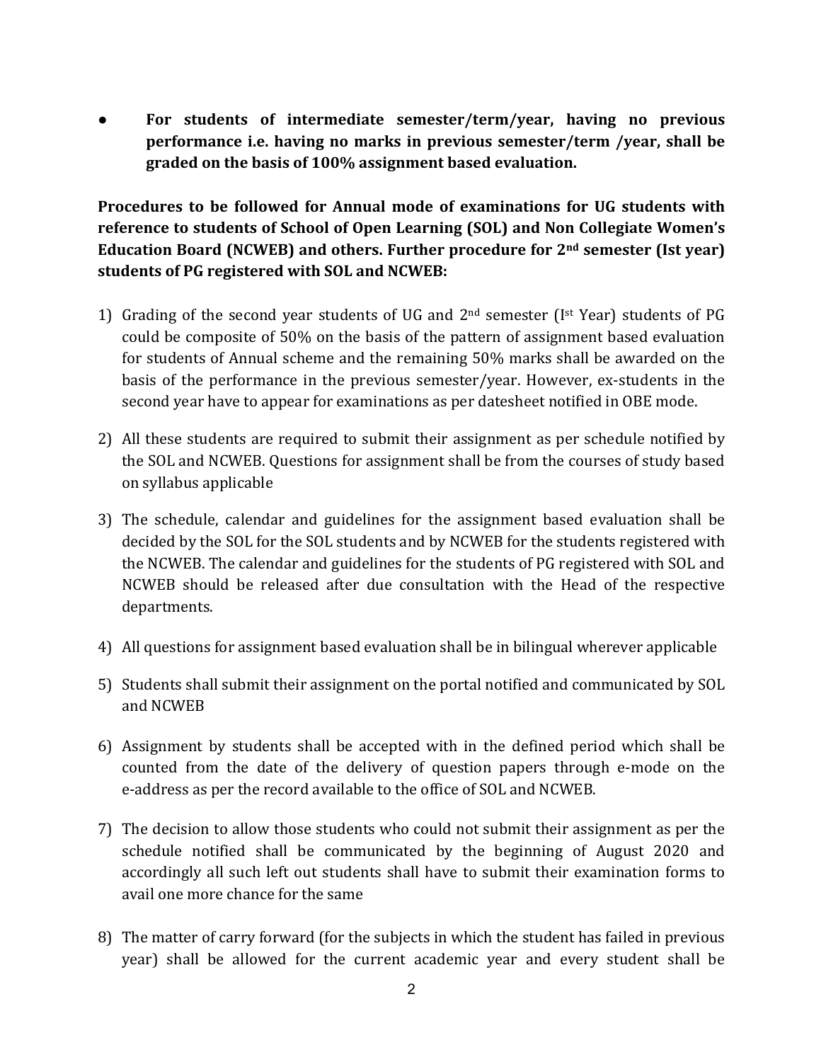- **For students of intermediate semester/term/year, having no previous performance i.e. having no marks in previous semester/term /year, shall be graded on the basis of 100% assignment based evaluation.**

**Procedures to be followed for Annual mode of examinations for UG students with reference to students of School of Open Learning (SOL) and Non Collegiate Women's Education Board (NCWEB) and others. Further procedure for 2nd semester (Ist year) students of PG registered with SOL and NCWEB:**

1) Grading of the second year students of UG and 2nd semester (Ist Year) students of PG could be composite of 50% on the basis of the pattern of assignment based evaluation for students of Annual scheme and the remaining 50% marks shall be awarded on the basis of the performance in the previous semester/year. However, ex-students in the second year have to appear for examinations as per datesheet notified in OBE mode.

2) All these students are required to submit their assignment as per schedule notified by the SOL and NCWEB. Questions for assignment shall be from the courses of study based on syllabus applicable

3) The schedule, calendar and guidelines for the assignment based evaluation shall be decided by the SOL for the SOL students and by NCWEB for the students registered with the NCWEB. The calendar and guidelines for the students of PG registered with SOL and NCWEB should be released after due consultation with the Head of the respective departments.

4) All questions for assignment based evaluation shall be in bilingual wherever applicable

5) Students shall submit their assignment on the portal notified and communicated by SOL and NCWEB

6) Assignment by students shall be accepted with in the defined period which shall be counted from the date of the delivery of question papers through e-mode on the e-address as per the record available to the office of SOL and NCWEB.

7) The decision to allow those students who could not submit their assignment as per the schedule notified shall be communicated by the beginning of August 2020 and accordingly all such left out students shall have to submit their examination forms to avail one more chance for the same

8) The matter of carry forward (for the subjects in which the student has failed in previous year) shall be allowed for the current academic year and every student shall be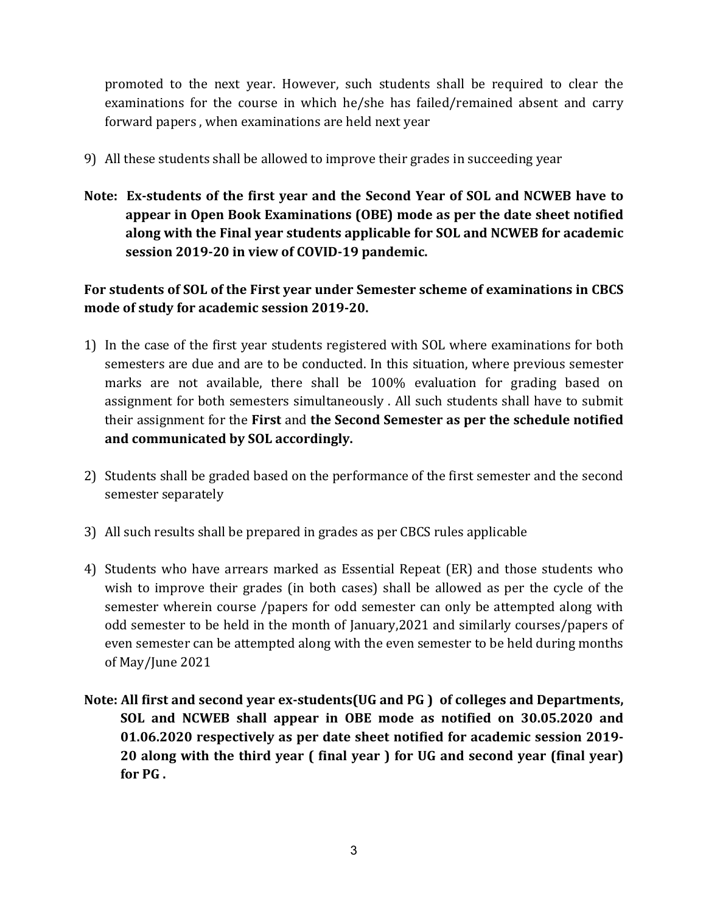promoted to the next year. However, such students shall be required to clear the examinations for the course in which he/she has failed/remained absent and carry forward papers , when examinations are held next year

9) All these students shall be allowed to improve their grades in succeeding year

**Note: Ex-students of the first year and the Second Year of SOL and NCWEB have to appear in Open Book Examinations (OBE) mode as per the date sheet notified along with the Final year students applicable for SOL and NCWEB for academic session 2019-20 in view of COVID-19 pandemic.**

**For students of SOL of the First year under Semester scheme of examinations in CBCS mode of study for academic session 2019-20.**

1) In the case of the first year students registered with SOL where examinations for both semesters are due and are to be conducted. In this situation, where previous semester marks are not available, there shall be 100% evaluation for grading based on assignment for both semesters simultaneously . All such students shall have to submit their assignment for the **First** and **the Second Semester as per the schedule notified and communicated by SOL accordingly.**

2) Students shall be graded based on the performance of the first semester and the second semester separately

3) All such results shall be prepared in grades as per CBCS rules applicable

4) Students who have arrears marked as Essential Repeat (ER) and those students who wish to improve their grades (in both cases) shall be allowed as per the cycle of the semester wherein course /papers for odd semester can only be attempted along with odd semester to be held in the month of January,2021 and similarly courses/papers of even semester can be attempted along with the even semester to be held during months of May/June 2021

**Note: All first and second year ex-students(UG and PG ) of colleges and Departments, SOL and NCWEB shall appear in OBE mode as notified on 30.05.2020 and 01.06.2020 respectively as per date sheet notified for academic session 2019-20 along with the third year ( final year ) for UG and second year (final year) for PG .**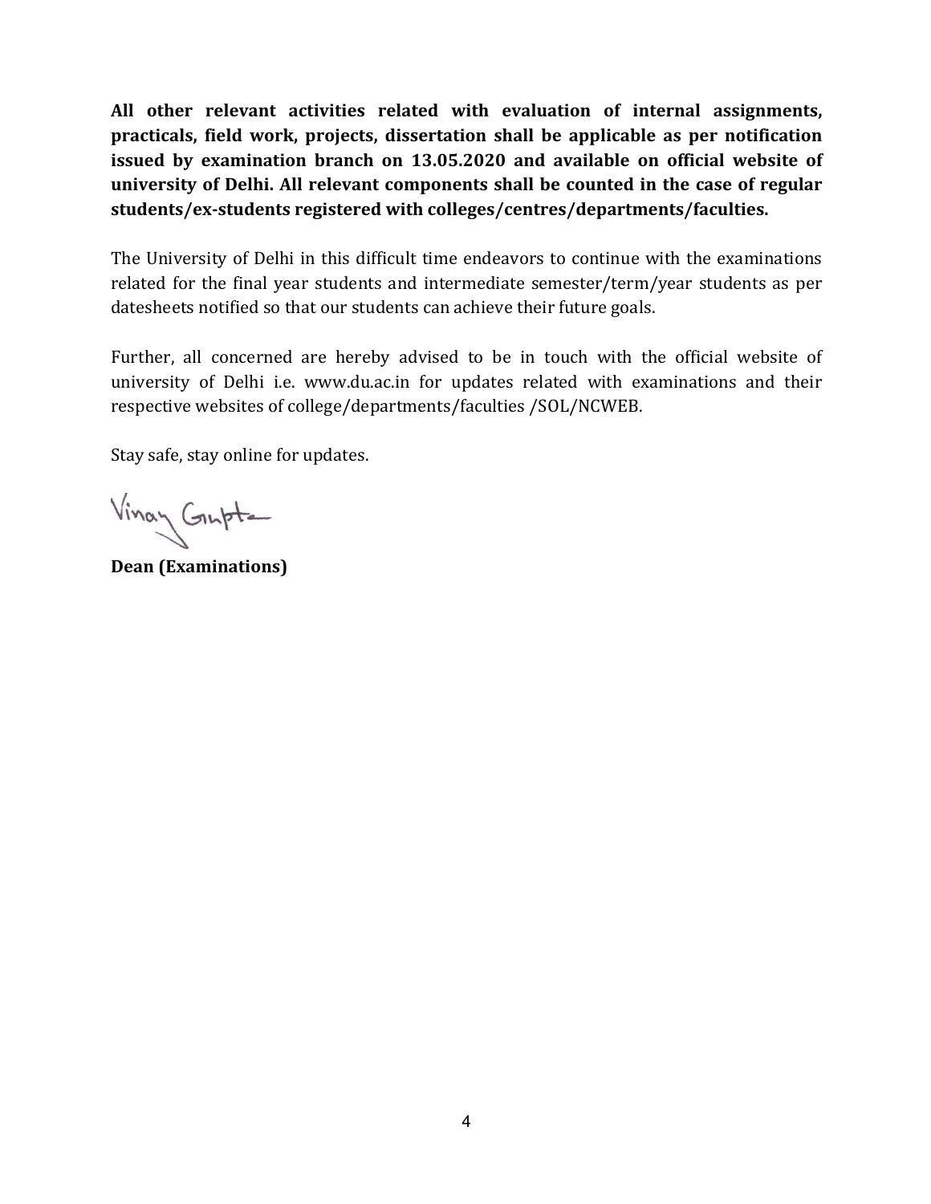**All other relevant activities related with evaluation of internal assignments, practicals, field work, projects, dissertation shall be applicable as per notification issued by examination branch on 13.05.2020 and available on official website of university of Delhi. All relevant components shall be counted in the case of regular students/ex-students registered with colleges/centres/departments/faculties.**

The University of Delhi in this difficult time endeavors to continue with the examinations related for the final year students and intermediate semester/term/year students as per datesheets notified so that our students can achieve their future goals.

Further, all concerned are hereby advised to be in touch with the official website of university of Delhi i.e. www.du.ac.in for updates related with examinations and their respective websites of college/departments/faculties /SOL/NCWEB.

Stay safe, stay online for updates.

Vinay Gupta

**Dean (Examinations)**